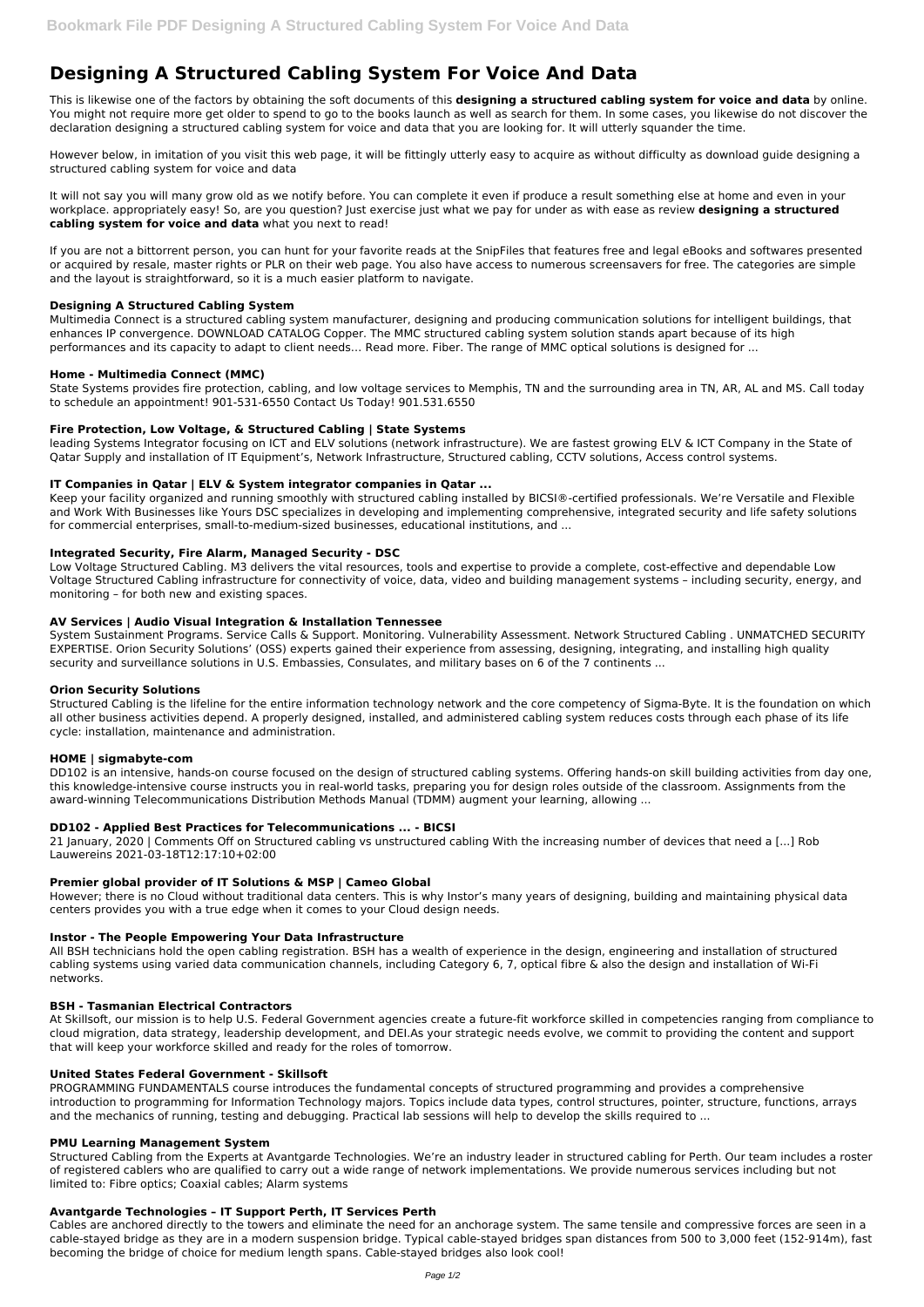# Designing A Structured Cabling System For Voice And Data

This is likewise one of the factors by obtaining the soft documents of this **designing a structured cabling system for voice and data** by online. You might not require more get older to spend to go to the books launch as well as search for them. In some cases, you likewise do not discover the declaration designing a structured cabling system for voice and data that you are looking for. It will utterly squander the time.

However below, in imitation of you visit this web page, it will be fittingly utterly easy to acquire as without difficulty as download guide designing a structured cabling system for voice and data

It will not say you will many grow old as we notify before. You can complete it even if produce a result something else at home and even in your workplace. appropriately easy! So, are you question? Just exercise just what we pay for under as with ease as review **designing a structured cabling system for voice and data** what you next to read!

If you are not a bittorrent person, you can hunt for your favorite reads at the SnipFiles that features free and legal eBooks and softwares presented or acquired by resale, master rights or PLR on their web page. You also have access to numerous screensavers for free. The categories are simple and the layout is straightforward, so it is a much easier platform to navigate.

### Designing A Structured Cabling System

Multimedia Connect is a structured cabling system manufacturer, designing and producing communication solutions for intelligent buildings, that enhances IP convergence. DOWNLOAD CATALOG Copper. The MMC structured cabling system solution stands apart because of its high performances and its capacity to adapt to client needs… Read more. Fiber. The range of MMC optical solutions is designed for ...

### Home - Multimedia Connect (MMC)

State Systems provides fire protection, cabling, and low voltage services to Memphis, TN and the surrounding area in TN, AR, AL and MS. Call today to schedule an appointment! 901-531-6550 Contact Us Today! 901.531.6550

### Fire Protection, Low Voltage, & Structured Cabling | State Systems

leading Systems Integrator focusing on ICT and ELV solutions (network infrastructure). We are fastest growing ELV & ICT Company in the State of Qatar Supply and installation of IT Equipment's, Network Infrastructure, Structured cabling, CCTV solutions, Access control systems.

### IT Companies in Qatar | ELV & System integrator companies in Qatar ...

Keep your facility organized and running smoothly with structured cabling installed by BICSI®-certified professionals. We're Versatile and Flexible and Work With Businesses like Yours DSC specializes in developing and implementing comprehensive, integrated security and life safety solutions for commercial enterprises, small-to-medium-sized businesses, educational institutions, and ...

### Integrated Security, Fire Alarm, Managed Security - DSC

Low Voltage Structured Cabling. M3 delivers the vital resources, tools and expertise to provide a complete, cost-effective and dependable Low Voltage Structured Cabling infrastructure for connectivity of voice, data, video and building management systems – including security, energy, and monitoring – for both new and existing spaces.

### AV Services | Audio Visual Integration & Installation Tennessee

System Sustainment Programs. Service Calls & Support. Monitoring. Vulnerability Assessment. Network Structured Cabling . UNMATCHED SECURITY EXPERTISE. Orion Security Solutions' (OSS) experts gained their experience from assessing, designing, integrating, and installing high quality security and surveillance solutions in U.S. Embassies, Consulates, and military bases on 6 of the 7 continents ...

### Orion Security Solutions

Structured Cabling is the lifeline for the entire information technology network and the core competency of Sigma-Byte. It is the foundation on which all other business activities depend. A properly designed, installed, and administered cabling system reduces costs through each phase of its life cycle: installation, maintenance and administration.

### HOME | sigmabyte-com

DD102 is an intensive, hands-on course focused on the design of structured cabling systems. Offering hands-on skill building activities from day one, this knowledge-intensive course instructs you in real-world tasks, preparing you for design roles outside of the classroom. Assignments from the award-winning Telecommunications Distribution Methods Manual (TDMM) augment your learning, allowing ...

### DD102 - Applied Best Practices for Telecommunications ... - BICSI

21 January, 2020 | Comments Off on Structured cabling vs unstructured cabling With the increasing number of devices that need a […] Rob Lauwereins 2021-03-18T12:17:10+02:00

### Premier global provider of IT Solutions & MSP | Cameo Global

However; there is no Cloud without traditional data centers. This is why Instor's many years of designing, building and maintaining physical data centers provides you with a true edge when it comes to your Cloud design needs.

### Instor - The People Empowering Your Data Infrastructure

All BSH technicians hold the open cabling registration. BSH has a wealth of experience in the design, engineering and installation of structured cabling systems using varied data communication channels, including Category 6, 7, optical fibre & also the design and installation of Wi-Fi networks.

### BSH - Tasmanian Electrical Contractors

At Skillsoft, our mission is to help U.S. Federal Government agencies create a future-fit workforce skilled in competencies ranging from compliance to cloud migration, data strategy, leadership development, and DEI.As your strategic needs evolve, we commit to providing the content and support that will keep your workforce skilled and ready for the roles of tomorrow.

### United States Federal Government - Skillsoft

PROGRAMMING FUNDAMENTALS course introduces the fundamental concepts of structured programming and provides a comprehensive introduction to programming for Information Technology majors. Topics include data types, control structures, pointer, structure, functions, arrays and the mechanics of running, testing and debugging. Practical lab sessions will help to develop the skills required to ...

### PMU Learning Management System

Structured Cabling from the Experts at Avantgarde Technologies. We're an industry leader in structured cabling for Perth. Our team includes a roster of registered cablers who are qualified to carry out a wide range of network implementations. We provide numerous services including but not limited to: Fibre optics; Coaxial cables; Alarm systems

### Avantgarde Technologies – IT Support Perth, IT Services Perth

Cables are anchored directly to the towers and eliminate the need for an anchorage system. The same tensile and compressive forces are seen in a cable-stayed bridge as they are in a modern suspension bridge. Typical cable-stayed bridges span distances from 500 to 3,000 feet (152-914m), fast becoming the bridge of choice for medium length spans. Cable-stayed bridges also look cool!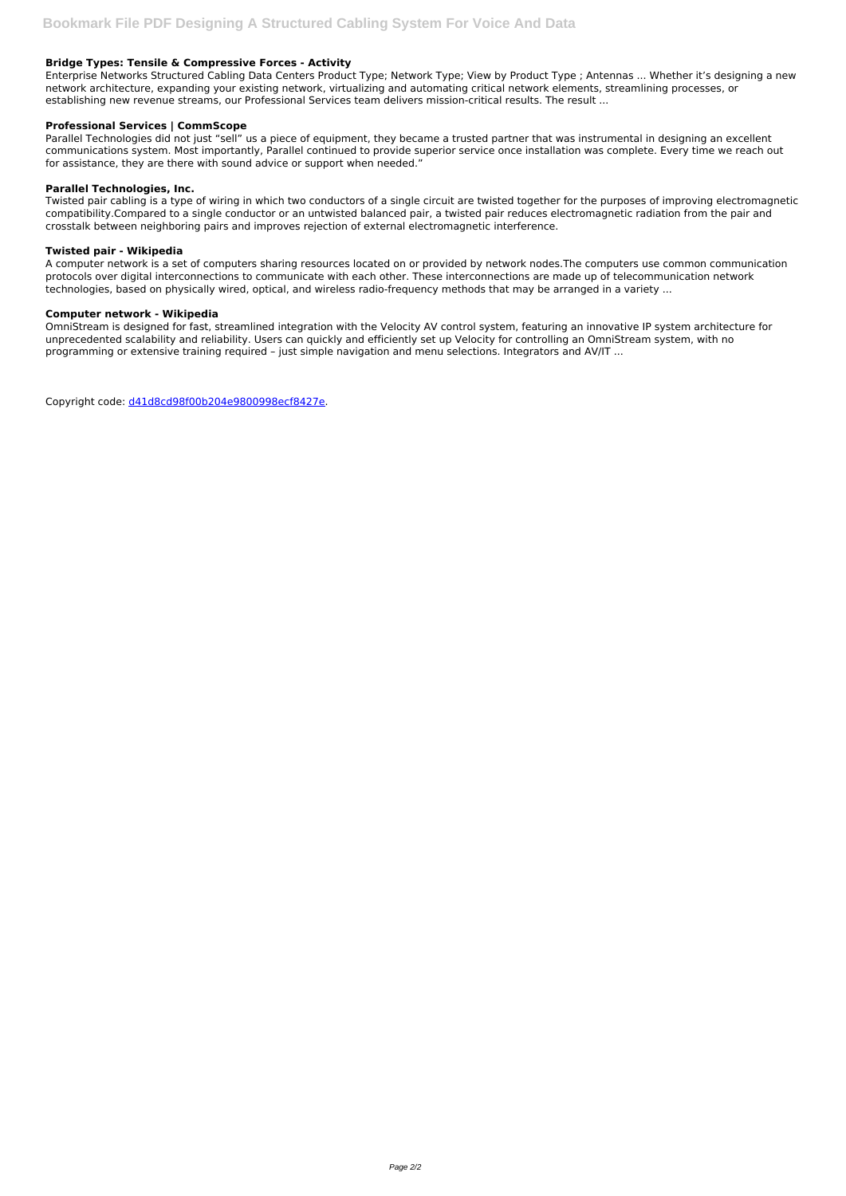#### Bridge Types: Tensile & Compressive Forces - Activity

Enterprise Networks Structured Cabling Data Centers Product Type; Network Type; View by Product Type ; Antennas ... Whether it's designing a new network architecture, expanding your existing network, virtualizing and automating critical network elements, streamlining processes, or establishing new revenue streams, our Professional Services team delivers mission-critical results. The result ...

#### Professional Services | CommScope

Parallel Technologies did not just "sell" us a piece of equipment, they became a trusted partner that was instrumental in designing an excellent communications system. Most importantly, Parallel continued to provide superior service once installation was complete. Every time we reach out for assistance, they are there with sound advice or support when needed."

#### Parallel Technologies, Inc.

Twisted pair cabling is a type of wiring in which two conductors of a single circuit are twisted together for the purposes of improving electromagnetic compatibility.Compared to a single conductor or an untwisted balanced pair, a twisted pair reduces electromagnetic radiation from the pair and crosstalk between neighboring pairs and improves rejection of external electromagnetic interference.

#### Twisted pair - Wikipedia

A computer network is a set of computers sharing resources located on or provided by network nodes.The computers use common communication protocols over digital interconnections to communicate with each other. These interconnections are made up of telecommunication network technologies, based on physically wired, optical, and wireless radio-frequency methods that may be arranged in a variety ...

#### Computer network - Wikipedia

OmniStream is designed for fast, streamlined integration with the Velocity AV control system, featuring an innovative IP system architecture for unprecedented scalability and reliability. Users can quickly and efficiently set up Velocity for controlling an OmniStream system, with no programming or extensive training required – just simple navigation and menu selections. Integrators and AV/IT ...

Copyright code: d41d8cd98f00b204e9800998ecf8427e.